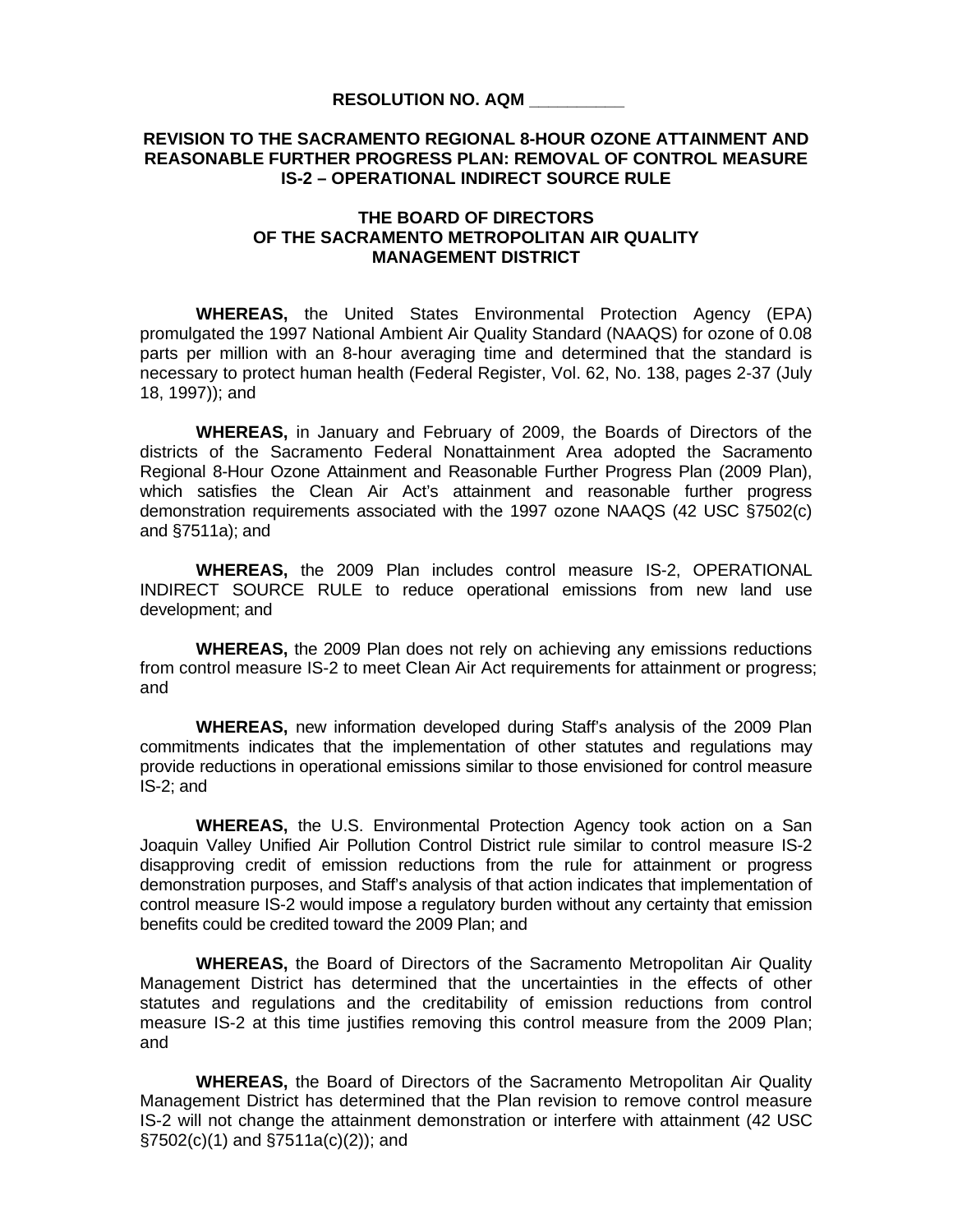**RESOLUTION NO. AQM __________**

**REVISION TO THE SACRAMENTO REGIONAL 8-HOUR OZONE ATTAINMENT AND REASONABLE FURTHER PROGRESS PLAN: REMOVAL OF CONTROL MEASURE IS-2 – OPERATIONAL INDIRECT SOURCE RULE**

**THE BOARD OF DIRECTORS OF THE SACRAMENTO METROPOLITAN AIR QUALITY MANAGEMENT DISTRICT**

**WHEREAS,** the United States Environmental Protection Agency (EPA) promulgated the 1997 National Ambient Air Quality Standard (NAAQS) for ozone of 0.08 parts per million with an 8-hour averaging time and determined that the standard is necessary to protect human health (Federal Register, Vol. 62, No. 138, pages 2-37 (July 18, 1997)); and

**WHEREAS,** in January and February of 2009, the Boards of Directors of the districts of the Sacramento Federal Nonattainment Area adopted the Sacramento Regional 8-Hour Ozone Attainment and Reasonable Further Progress Plan (2009 Plan), which satisfies the Clean Air Act's attainment and reasonable further progress demonstration requirements associated with the 1997 ozone NAAQS (42 USC §7502(c) and §7511a); and

**WHEREAS,** the 2009 Plan includes control measure IS-2, OPERATIONAL INDIRECT SOURCE RULE to reduce operational emissions from new land use development; and

**WHEREAS,** the 2009 Plan does not rely on achieving any emissions reductions from control measure IS-2 to meet Clean Air Act requirements for attainment or progress; and

**WHEREAS,** new information developed during Staff's analysis of the 2009 Plan commitments indicates that the implementation of other statutes and regulations may provide reductions in operational emissions similar to those envisioned for control measure IS-2; and

**WHEREAS,** the U.S. Environmental Protection Agency took action on a San Joaquin Valley Unified Air Pollution Control District rule similar to control measure IS-2 disapproving credit of emission reductions from the rule for attainment or progress demonstration purposes, and Staff's analysis of that action indicates that implementation of control measure IS-2 would impose a regulatory burden without any certainty that emission benefits could be credited toward the 2009 Plan; and

**WHEREAS,** the Board of Directors of the Sacramento Metropolitan Air Quality Management District has determined that the uncertainties in the effects of other statutes and regulations and the creditability of emission reductions from control measure IS-2 at this time justifies removing this control measure from the 2009 Plan; and

**WHEREAS,** the Board of Directors of the Sacramento Metropolitan Air Quality Management District has determined that the Plan revision to remove control measure IS-2 will not change the attainment demonstration or interfere with attainment (42 USC §7502(c)(1) and §7511a(c)(2)); and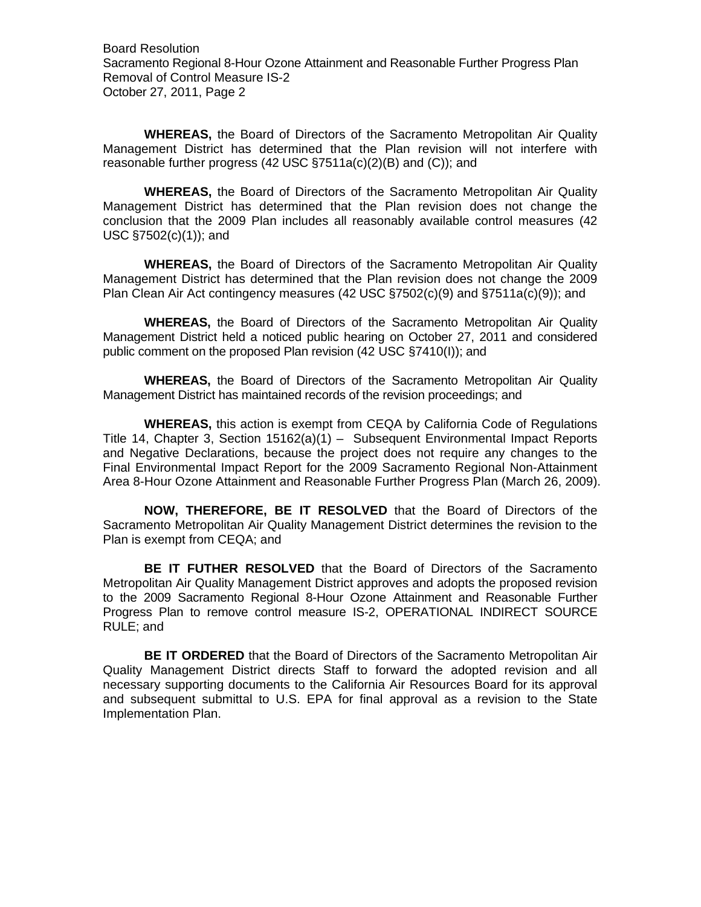**WHEREAS,** the Board of Directors of the Sacramento Metropolitan Air Quality Management District has determined that the Plan revision will not interfere with reasonable further progress (42 USC §7511a(c)(2)(B) and (C)); and

**WHEREAS,** the Board of Directors of the Sacramento Metropolitan Air Quality Management District has determined that the Plan revision does not change the conclusion that the 2009 Plan includes all reasonably available control measures (42 USC §7502(c)(1)); and

**WHEREAS,** the Board of Directors of the Sacramento Metropolitan Air Quality Management District has determined that the Plan revision does not change the 2009 Plan Clean Air Act contingency measures (42 USC §7502(c)(9) and §7511a(c)(9)); and

**WHEREAS,** the Board of Directors of the Sacramento Metropolitan Air Quality Management District held a noticed public hearing on October 27, 2011 and considered public comment on the proposed Plan revision (42 USC §7410(l)); and

**WHEREAS,** the Board of Directors of the Sacramento Metropolitan Air Quality Management District has maintained records of the revision proceedings; and

**WHEREAS,** this action is exempt from CEQA by California Code of Regulations Title 14, Chapter 3, Section 15162(a)(1) – Subsequent Environmental Impact Reports and Negative Declarations, because the project does not require any changes to the Final Environmental Impact Report for the 2009 Sacramento Regional Non-Attainment Area 8-Hour Ozone Attainment and Reasonable Further Progress Plan (March 26, 2009).

**NOW, THEREFORE, BE IT RESOLVED** that the Board of Directors of the Sacramento Metropolitan Air Quality Management District determines the revision to the Plan is exempt from CEQA; and

**BE IT FUTHER RESOLVED** that the Board of Directors of the Sacramento Metropolitan Air Quality Management District approves and adopts the proposed revision to the 2009 Sacramento Regional 8-Hour Ozone Attainment and Reasonable Further Progress Plan to remove control measure IS-2, OPERATIONAL INDIRECT SOURCE RULE; and

**BE IT ORDERED** that the Board of Directors of the Sacramento Metropolitan Air Quality Management District directs Staff to forward the adopted revision and all necessary supporting documents to the California Air Resources Board for its approval and subsequent submittal to U.S. EPA for final approval as a revision to the State Implementation Plan.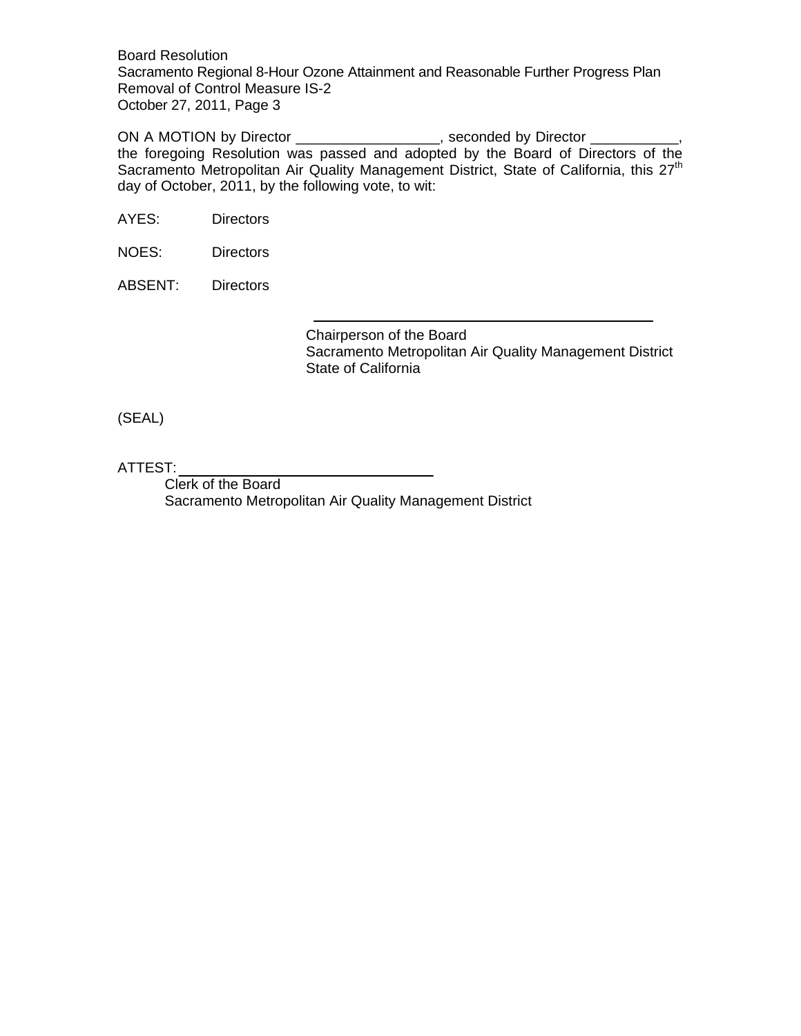ON A MOTION by Director __________________, seconded by Director ___________, the foregoing Resolution was passed and adopted by the Board of Directors of the Sacramento Metropolitan Air Quality Management District, State of California, this 27th day of October, 2011, by the following vote, to wit:

AYES: Directors

NOES: Directors

ABSENT: Directors

\_\_\_\_\_\_\_\_\_\_\_\_\_\_\_\_\_\_\_\_\_\_\_\_\_\_\_\_\_\_\_\_\_\_\_\_\_\_\_\_\_\_\_\_\_\_

Chairperson of the Board
Sacramento Metropolitan Air Quality Management District
State of California

(SEAL)

ATTEST: \_\_\_\_\_\_\_\_\_\_\_\_\_\_\_\_\_\_\_\_\_\_\_\_\_\_\_\_\_\_\_\_\_\_
Clerk of the Board
Sacramento Metropolitan Air Quality Management District